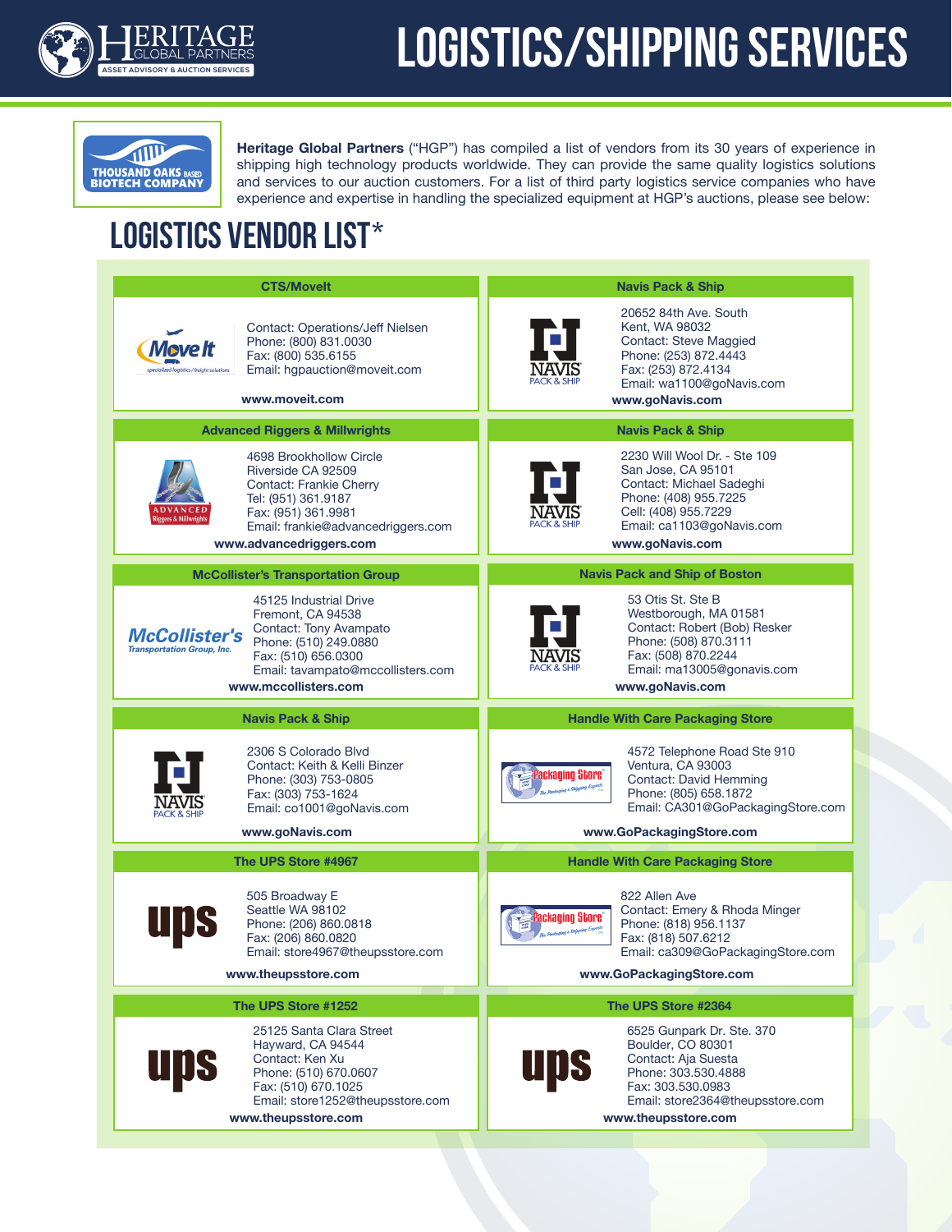# LOGISTICS/SHIPPING SERVICES

**Heritage Global Partners** ("HGP") has compiled a list of vendors from its 30 years of experience in shipping high technology products worldwide. They can provide the same quality logistics solutions and services to our auction customers. For a list of third party logistics service companies who have experience and expertise in handling the specialized equipment at HGP's auctions, please see below:

## LOGISTICS VENDOR LIST*

### CTS/MoveIt

Contact: Operations/Jeff Nielsen
Phone: (800) 831.0030
Fax: (800) 535.6155
Email: hgpauction@moveit.com

**www.moveit.com**

### Navis Pack & Ship

20652 84th Ave. South
Kent, WA 98032
Contact: Steve Maggied
Phone: (253) 872.4443
Fax: (253) 872.4134
Email: wa1100@goNavis.com

**www.goNavis.com**

### Advanced Riggers & Millwrights

4698 Brookhollow Circle
Riverside CA 92509
Contact: Frankie Cherry
Tel: (951) 361.9187
Fax: (951) 361.9981
Email: frankie@advancedriggers.com

**www.advancedriggers.com**

### Navis Pack & Ship

2230 Will Wool Dr. - Ste 109
San Jose, CA 95101
Contact: Michael Sadeghi
Phone: (408) 955.7225
Cell: (408) 955.7229
Email: ca1103@goNavis.com

**www.goNavis.com**

### McCollister's Transportation Group

45125 Industrial Drive
Fremont, CA 94538
Contact: Tony Avampato
Phone: (510) 249.0880
Fax: (510) 656.0300
Email: tavampato@mccollisters.com

**www.mccollisters.com**

### Navis Pack and Ship of Boston

53 Otis St. Ste B
Westborough, MA 01581
Contact: Robert (Bob) Resker
Phone: (508) 870.3111
Fax: (508) 870.2244
Email: ma13005@gonavis.com

**www.goNavis.com**

### Navis Pack & Ship

2306 S Colorado Blvd
Contact: Keith & Kelli Binzer
Phone: (303) 753-0805
Fax: (303) 753-1624
Email: co1001@goNavis.com

**www.goNavis.com**

### Handle With Care Packaging Store

4572 Telephone Road Ste 910
Ventura, CA 93003
Contact: David Hemming
Phone: (805) 658.1872
Email: CA301@GoPackagingStore.com

**www.GoPackagingStore.com**

### The UPS Store #4967

505 Broadway E
Seattle WA 98102
Phone: (206) 860.0818
Fax: (206) 860.0820
Email: store4967@theupsstore.com

**www.theupsstore.com**

### Handle With Care Packaging Store

822 Allen Ave
Contact: Emery & Rhoda Minger
Phone: (818) 956.1137
Fax: (818) 507.6212
Email: ca309@GoPackagingStore.com

**www.GoPackagingStore.com**

### The UPS Store #1252

25125 Santa Clara Street
Hayward, CA 94544
Contact: Ken Xu
Phone: (510) 670.0607
Fax: (510) 670.1025
Email: store1252@theupsstore.com

**www.theupsstore.com**

### The UPS Store #2364

6525 Gunpark Dr. Ste. 370
Boulder, CO 80301
Contact: Aja Suesta
Phone: 303.530.4888
Fax: 303.530.0983
Email: store2364@theupsstore.com

**www.theupsstore.com**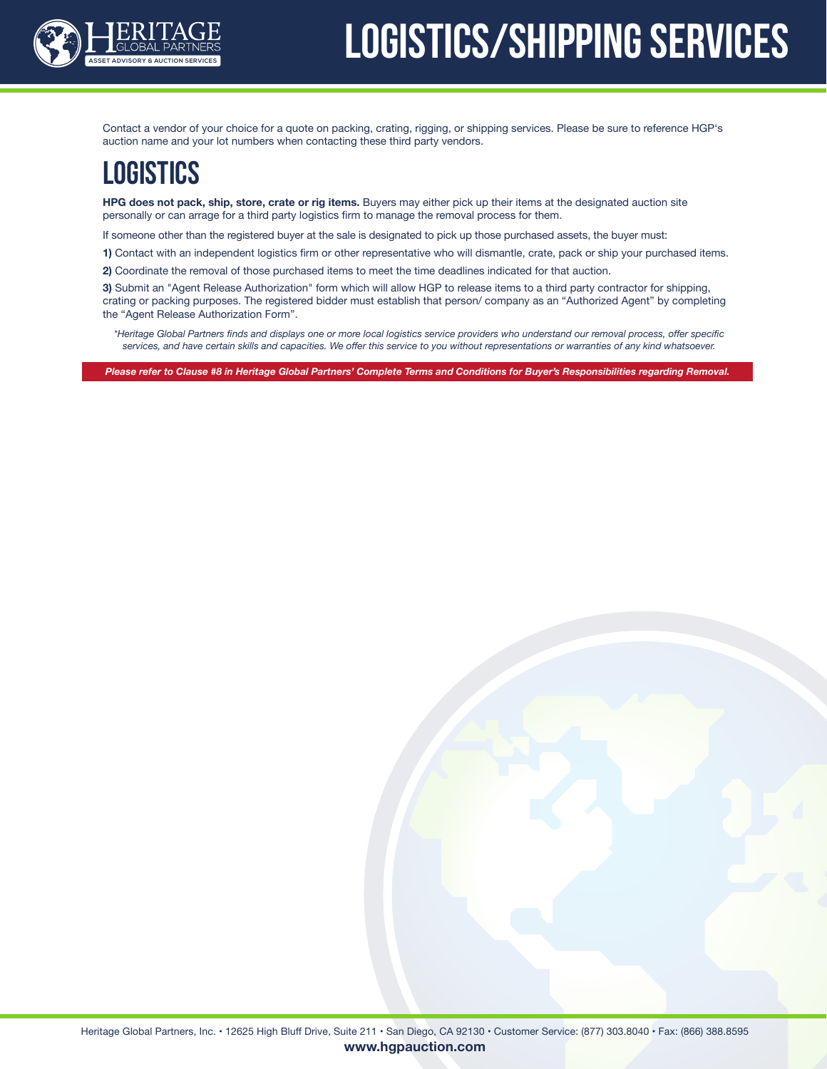# LOGISTICS/SHIPPING SERVICES

Contact a vendor of your choice for a quote on packing, crating, rigging, or shipping services. Please be sure to reference HGP's auction name and your lot numbers when contacting these third party vendors.

## LOGISTICS

**HPG does not pack, ship, store, crate or rig items.** Buyers may either pick up their items at the designated auction site personally or can arrage for a third party logistics firm to manage the removal process for them.

If someone other than the registered buyer at the sale is designated to pick up those purchased assets, the buyer must:

**1)** Contact with an independent logistics firm or other representative who will dismantle, crate, pack or ship your purchased items.

**2)** Coordinate the removal of those purchased items to meet the time deadlines indicated for that auction.

**3)** Submit an "Agent Release Authorization" form which will allow HGP to release items to a third party contractor for shipping, crating or packing purposes. The registered bidder must establish that person/ company as an "Authorized Agent" by completing the "Agent Release Authorization Form".

*\*Heritage Global Partners finds and displays one or more local logistics service providers who understand our removal process, offer specific services, and have certain skills and capacities. We offer this service to you without representations or warranties of any kind whatsoever.*

***Please refer to Clause #8 in Heritage Global Partners' Complete Terms and Conditions for Buyer's Responsibilities regarding Removal.***

Heritage Global Partners, Inc. • 12625 High Bluff Drive, Suite 211 • San Diego, CA 92130 • Customer Service: (877) 303.8040 • Fax: (866) 388.8595

**www.hgpauction.com**